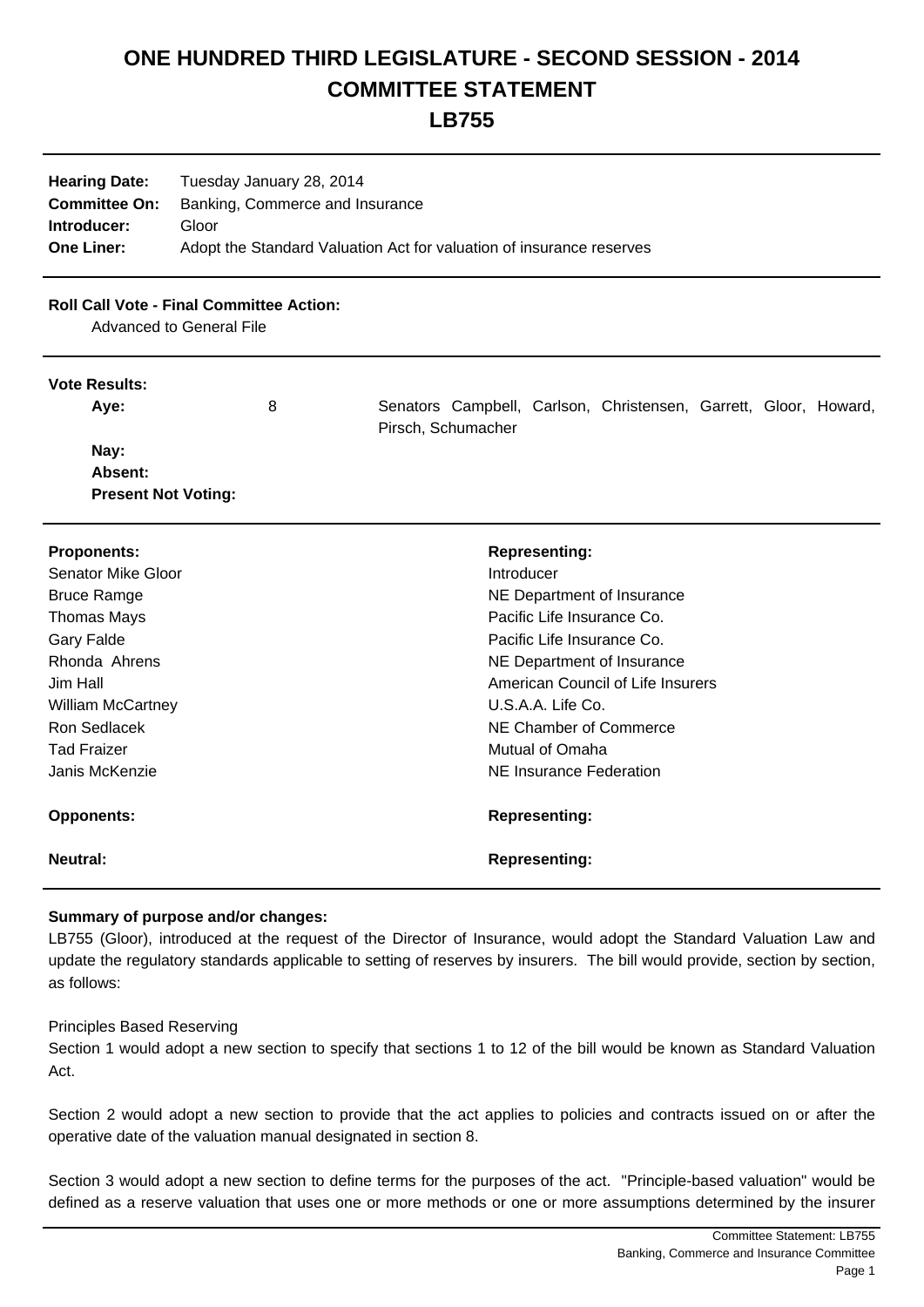# ONE HUNDRED THIRD LEGISLATURE - SECOND SESSION - 2014
# COMMITTEE STATEMENT
# LB755

**Hearing Date:** Tuesday January 28, 2014
**Committee On:** Banking, Commerce and Insurance
**Introducer:** Gloor
**One Liner:** Adopt the Standard Valuation Act for valuation of insurance reserves

---

**Roll Call Vote - Final Committee Action:**
Advanced to General File

---

**Vote Results:**

| | | |
|---|---|---|
| **Aye:** | 8 | Senators Campbell, Carlson, Christensen, Garrett, Gloor, Howard, Pirsch, Schumacher |
| **Nay:** | | |
| **Absent:** | | |
| **Present Not Voting:** | | |

---

| **Proponents:** | **Representing:** |
|---|---|
| Senator Mike Gloor | Introducer |
| Bruce Ramge | NE Department of Insurance |
| Thomas Mays | Pacific Life Insurance Co. |
| Gary Falde | Pacific Life Insurance Co. |
| Rhonda Ahrens | NE Department of Insurance |
| Jim Hall | American Council of Life Insurers |
| William McCartney | U.S.A.A. Life Co. |
| Ron Sedlacek | NE Chamber of Commerce |
| Tad Fraizer | Mutual of Omaha |
| Janis McKenzie | NE Insurance Federation |

| **Opponents:** | **Representing:** |
|---|---|

| **Neutral:** | **Representing:** |
|---|---|

---

**Summary of purpose and/or changes:**

LB755 (Gloor), introduced at the request of the Director of Insurance, would adopt the Standard Valuation Law and update the regulatory standards applicable to setting of reserves by insurers. The bill would provide, section by section, as follows:

Principles Based Reserving

Section 1 would adopt a new section to specify that sections 1 to 12 of the bill would be known as Standard Valuation Act.

Section 2 would adopt a new section to provide that the act applies to policies and contracts issued on or after the operative date of the valuation manual designated in section 8.

Section 3 would adopt a new section to define terms for the purposes of the act. "Principle-based valuation" would be defined as a reserve valuation that uses one or more methods or one or more assumptions determined by the insurer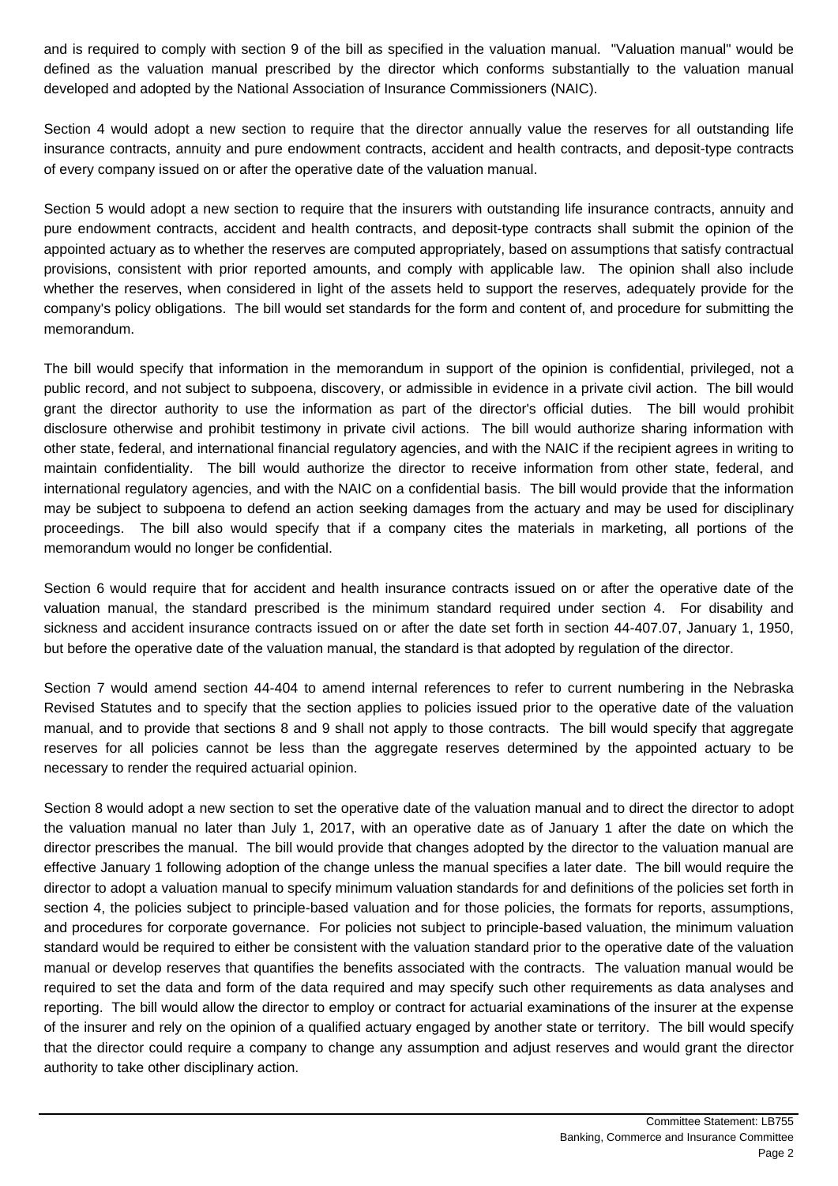and is required to comply with section 9 of the bill as specified in the valuation manual. "Valuation manual" would be defined as the valuation manual prescribed by the director which conforms substantially to the valuation manual developed and adopted by the National Association of Insurance Commissioners (NAIC).

Section 4 would adopt a new section to require that the director annually value the reserves for all outstanding life insurance contracts, annuity and pure endowment contracts, accident and health contracts, and deposit-type contracts of every company issued on or after the operative date of the valuation manual.

Section 5 would adopt a new section to require that the insurers with outstanding life insurance contracts, annuity and pure endowment contracts, accident and health contracts, and deposit-type contracts shall submit the opinion of the appointed actuary as to whether the reserves are computed appropriately, based on assumptions that satisfy contractual provisions, consistent with prior reported amounts, and comply with applicable law. The opinion shall also include whether the reserves, when considered in light of the assets held to support the reserves, adequately provide for the company's policy obligations. The bill would set standards for the form and content of, and procedure for submitting the memorandum.

The bill would specify that information in the memorandum in support of the opinion is confidential, privileged, not a public record, and not subject to subpoena, discovery, or admissible in evidence in a private civil action. The bill would grant the director authority to use the information as part of the director's official duties. The bill would prohibit disclosure otherwise and prohibit testimony in private civil actions. The bill would authorize sharing information with other state, federal, and international financial regulatory agencies, and with the NAIC if the recipient agrees in writing to maintain confidentiality. The bill would authorize the director to receive information from other state, federal, and international regulatory agencies, and with the NAIC on a confidential basis. The bill would provide that the information may be subject to subpoena to defend an action seeking damages from the actuary and may be used for disciplinary proceedings. The bill also would specify that if a company cites the materials in marketing, all portions of the memorandum would no longer be confidential.

Section 6 would require that for accident and health insurance contracts issued on or after the operative date of the valuation manual, the standard prescribed is the minimum standard required under section 4. For disability and sickness and accident insurance contracts issued on or after the date set forth in section 44-407.07, January 1, 1950, but before the operative date of the valuation manual, the standard is that adopted by regulation of the director.

Section 7 would amend section 44-404 to amend internal references to refer to current numbering in the Nebraska Revised Statutes and to specify that the section applies to policies issued prior to the operative date of the valuation manual, and to provide that sections 8 and 9 shall not apply to those contracts. The bill would specify that aggregate reserves for all policies cannot be less than the aggregate reserves determined by the appointed actuary to be necessary to render the required actuarial opinion.

Section 8 would adopt a new section to set the operative date of the valuation manual and to direct the director to adopt the valuation manual no later than July 1, 2017, with an operative date as of January 1 after the date on which the director prescribes the manual. The bill would provide that changes adopted by the director to the valuation manual are effective January 1 following adoption of the change unless the manual specifies a later date. The bill would require the director to adopt a valuation manual to specify minimum valuation standards for and definitions of the policies set forth in section 4, the policies subject to principle-based valuation and for those policies, the formats for reports, assumptions, and procedures for corporate governance. For policies not subject to principle-based valuation, the minimum valuation standard would be required to either be consistent with the valuation standard prior to the operative date of the valuation manual or develop reserves that quantifies the benefits associated with the contracts. The valuation manual would be required to set the data and form of the data required and may specify such other requirements as data analyses and reporting. The bill would allow the director to employ or contract for actuarial examinations of the insurer at the expense of the insurer and rely on the opinion of a qualified actuary engaged by another state or territory. The bill would specify that the director could require a company to change any assumption and adjust reserves and would grant the director authority to take other disciplinary action.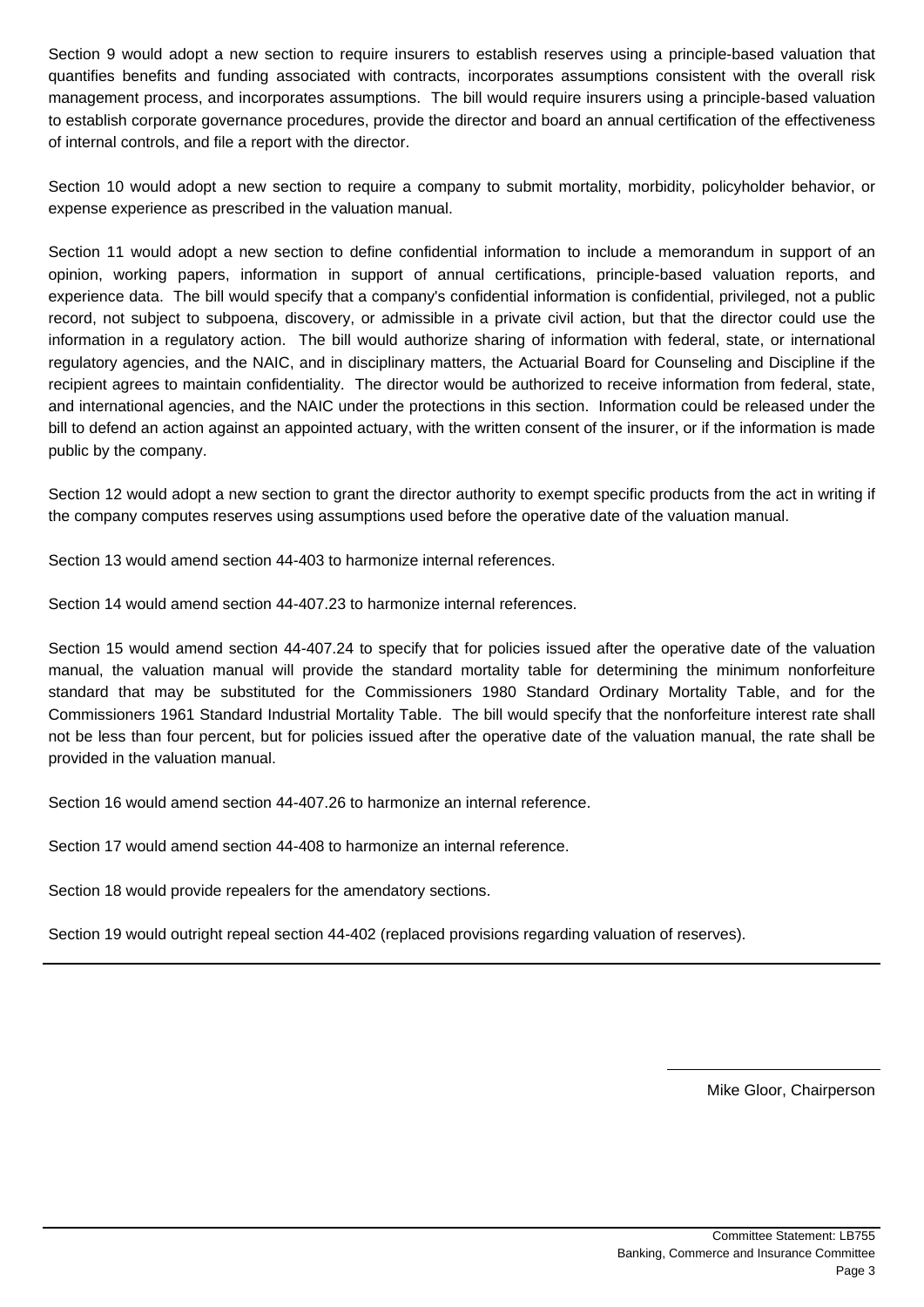Section 9 would adopt a new section to require insurers to establish reserves using a principle-based valuation that quantifies benefits and funding associated with contracts, incorporates assumptions consistent with the overall risk management process, and incorporates assumptions. The bill would require insurers using a principle-based valuation to establish corporate governance procedures, provide the director and board an annual certification of the effectiveness of internal controls, and file a report with the director.

Section 10 would adopt a new section to require a company to submit mortality, morbidity, policyholder behavior, or expense experience as prescribed in the valuation manual.

Section 11 would adopt a new section to define confidential information to include a memorandum in support of an opinion, working papers, information in support of annual certifications, principle-based valuation reports, and experience data. The bill would specify that a company's confidential information is confidential, privileged, not a public record, not subject to subpoena, discovery, or admissible in a private civil action, but that the director could use the information in a regulatory action. The bill would authorize sharing of information with federal, state, or international regulatory agencies, and the NAIC, and in disciplinary matters, the Actuarial Board for Counseling and Discipline if the recipient agrees to maintain confidentiality. The director would be authorized to receive information from federal, state, and international agencies, and the NAIC under the protections in this section. Information could be released under the bill to defend an action against an appointed actuary, with the written consent of the insurer, or if the information is made public by the company.

Section 12 would adopt a new section to grant the director authority to exempt specific products from the act in writing if the company computes reserves using assumptions used before the operative date of the valuation manual.

Section 13 would amend section 44-403 to harmonize internal references.

Section 14 would amend section 44-407.23 to harmonize internal references.

Section 15 would amend section 44-407.24 to specify that for policies issued after the operative date of the valuation manual, the valuation manual will provide the standard mortality table for determining the minimum nonforfeiture standard that may be substituted for the Commissioners 1980 Standard Ordinary Mortality Table, and for the Commissioners 1961 Standard Industrial Mortality Table. The bill would specify that the nonforfeiture interest rate shall not be less than four percent, but for policies issued after the operative date of the valuation manual, the rate shall be provided in the valuation manual.

Section 16 would amend section 44-407.26 to harmonize an internal reference.

Section 17 would amend section 44-408 to harmonize an internal reference.

Section 18 would provide repealers for the amendatory sections.

Section 19 would outright repeal section 44-402 (replaced provisions regarding valuation of reserves).

---

Mike Gloor, Chairperson